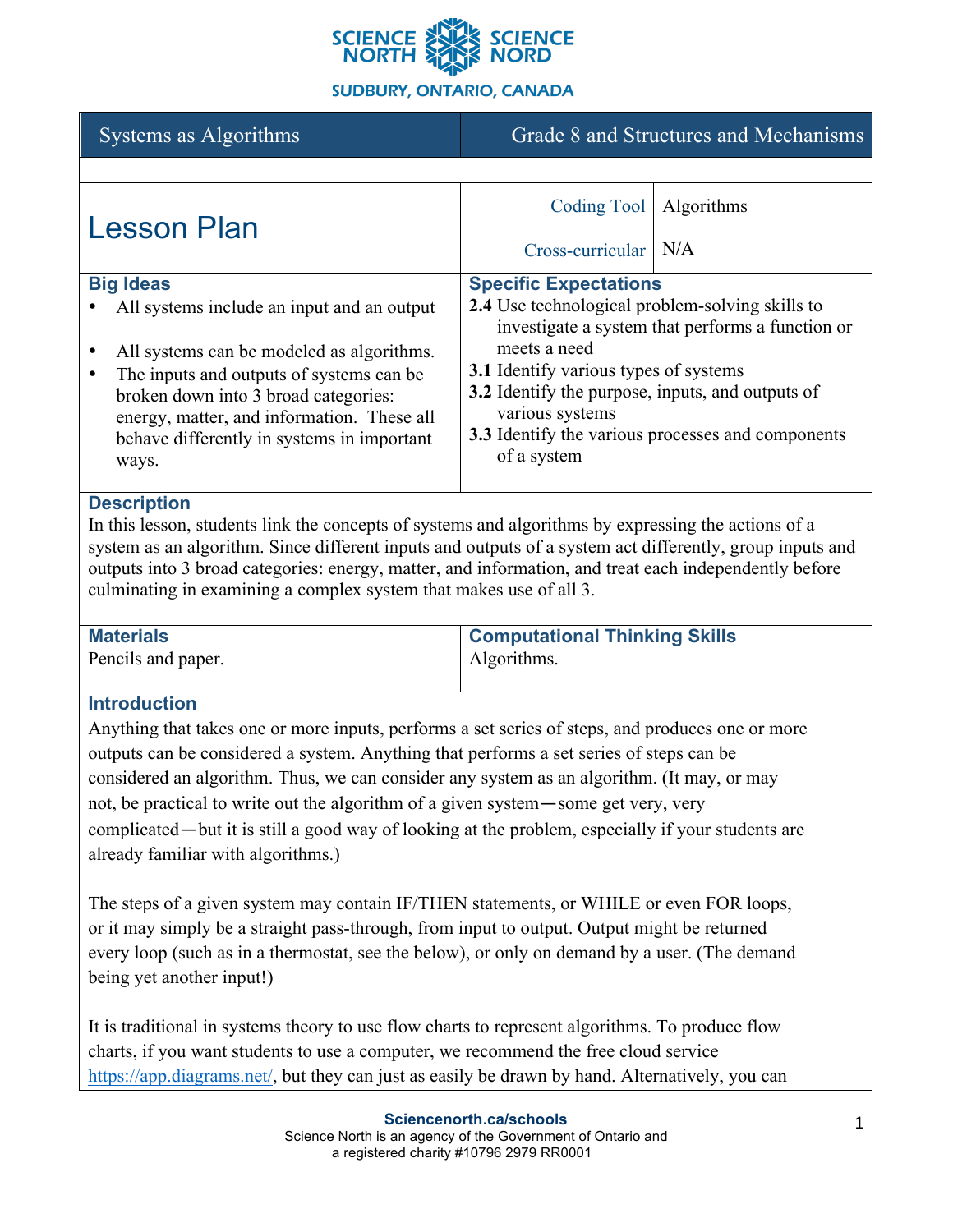SCIENCE NORTH | SCIENCE NORD

SUDBURY, ONTARIO, CANADA

| Systems as Algorithms | Grade 8 and Structures and Mechanisms |
|---|---|

# Lesson Plan

| | |
|---|---|
| Coding Tool | Algorithms |
| Cross-curricular | N/A |

## Big Ideas

- All systems include an input and an output
- All systems can be modeled as algorithms.
- The inputs and outputs of systems can be broken down into 3 broad categories: energy, matter, and information. These all behave differently in systems in important ways.

## Specific Expectations

**2.4** Use technological problem-solving skills to investigate a system that performs a function or meets a need

**3.1** Identify various types of systems

**3.2** Identify the purpose, inputs, and outputs of various systems

**3.3** Identify the various processes and components of a system

## Description

In this lesson, students link the concepts of systems and algorithms by expressing the actions of a system as an algorithm. Since different inputs and outputs of a system act differently, group inputs and outputs into 3 broad categories: energy, matter, and information, and treat each independently before culminating in examining a complex system that makes use of all 3.

## Materials

Pencils and paper.

## Computational Thinking Skills

Algorithms.

## Introduction

Anything that takes one or more inputs, performs a set series of steps, and produces one or more outputs can be considered a system. Anything that performs a set series of steps can be considered an algorithm. Thus, we can consider any system as an algorithm. (It may, or may not, be practical to write out the algorithm of a given system—some get very, very complicated—but it is still a good way of looking at the problem, especially if your students are already familiar with algorithms.)

The steps of a given system may contain IF/THEN statements, or WHILE or even FOR loops, or it may simply be a straight pass-through, from input to output. Output might be returned every loop (such as in a thermostat, see the below), or only on demand by a user. (The demand being yet another input!)

It is traditional in systems theory to use flow charts to represent algorithms. To produce flow charts, if you want students to use a computer, we recommend the free cloud service https://app.diagrams.net/, but they can just as easily be drawn by hand. Alternatively, you can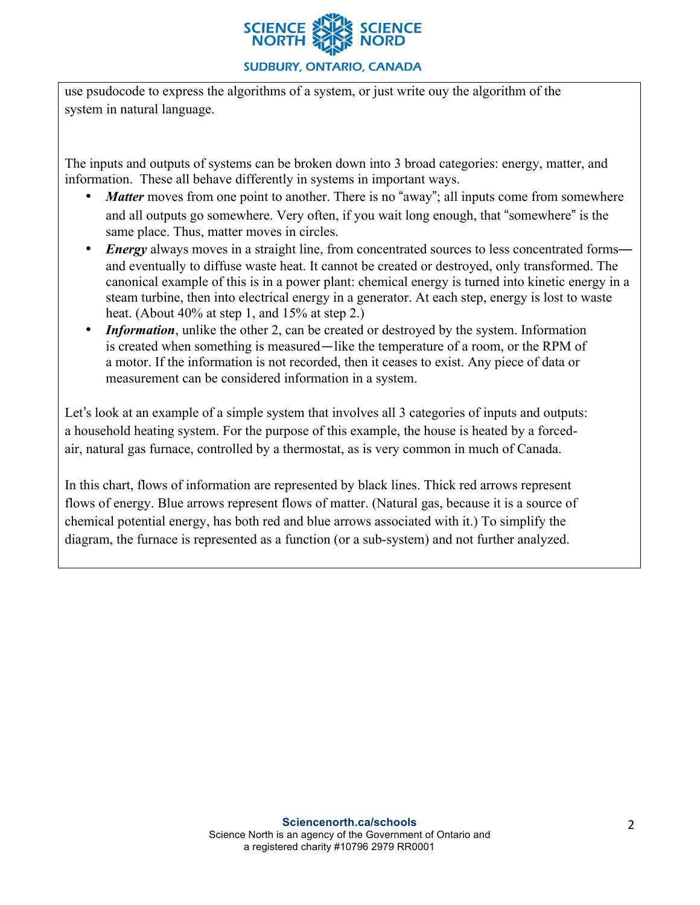use psudocode to express the algorithms of a system, or just write ouy the algorithm of the system in natural language.

The inputs and outputs of systems can be broken down into 3 broad categories: energy, matter, and information. These all behave differently in systems in important ways.

- ***Matter*** moves from one point to another. There is no "away"; all inputs come from somewhere and all outputs go somewhere. Very often, if you wait long enough, that "somewhere" is the same place. Thus, matter moves in circles.
- ***Energy*** always moves in a straight line, from concentrated sources to less concentrated forms— and eventually to diffuse waste heat. It cannot be created or destroyed, only transformed. The canonical example of this is in a power plant: chemical energy is turned into kinetic energy in a steam turbine, then into electrical energy in a generator. At each step, energy is lost to waste heat. (About 40% at step 1, and 15% at step 2.)
- ***Information***, unlike the other 2, can be created or destroyed by the system. Information is created when something is measured—like the temperature of a room, or the RPM of a motor. If the information is not recorded, then it ceases to exist. Any piece of data or measurement can be considered information in a system.

Let's look at an example of a simple system that involves all 3 categories of inputs and outputs: a household heating system. For the purpose of this example, the house is heated by a forced-air, natural gas furnace, controlled by a thermostat, as is very common in much of Canada.

In this chart, flows of information are represented by black lines. Thick red arrows represent flows of energy. Blue arrows represent flows of matter. (Natural gas, because it is a source of chemical potential energy, has both red and blue arrows associated with it.) To simplify the diagram, the furnace is represented as a function (or a sub-system) and not further analyzed.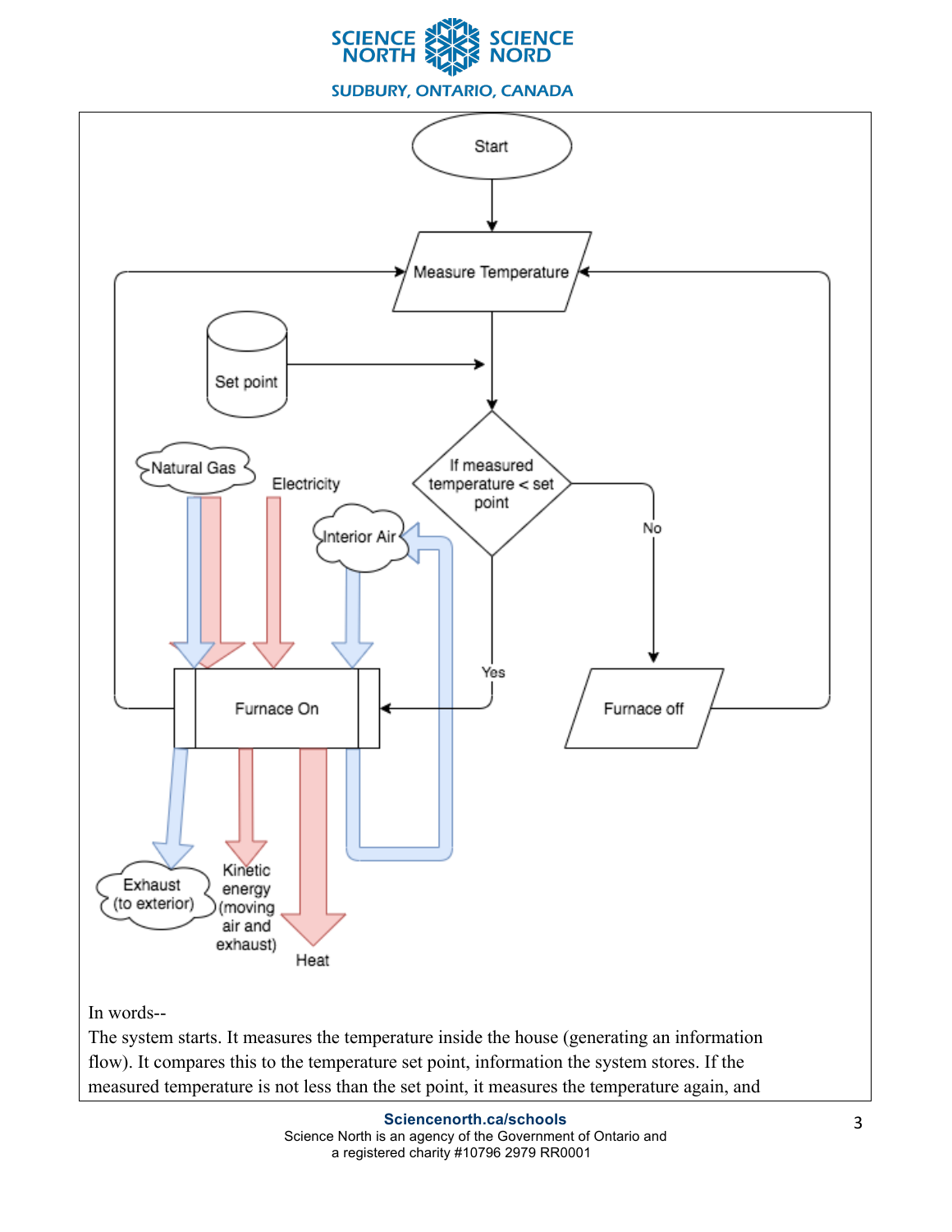In words--

The system starts. It measures the temperature inside the house (generating an information flow). It compares this to the temperature set point, information the system stores. If the measured temperature is not less than the set point, it measures the temperature again, and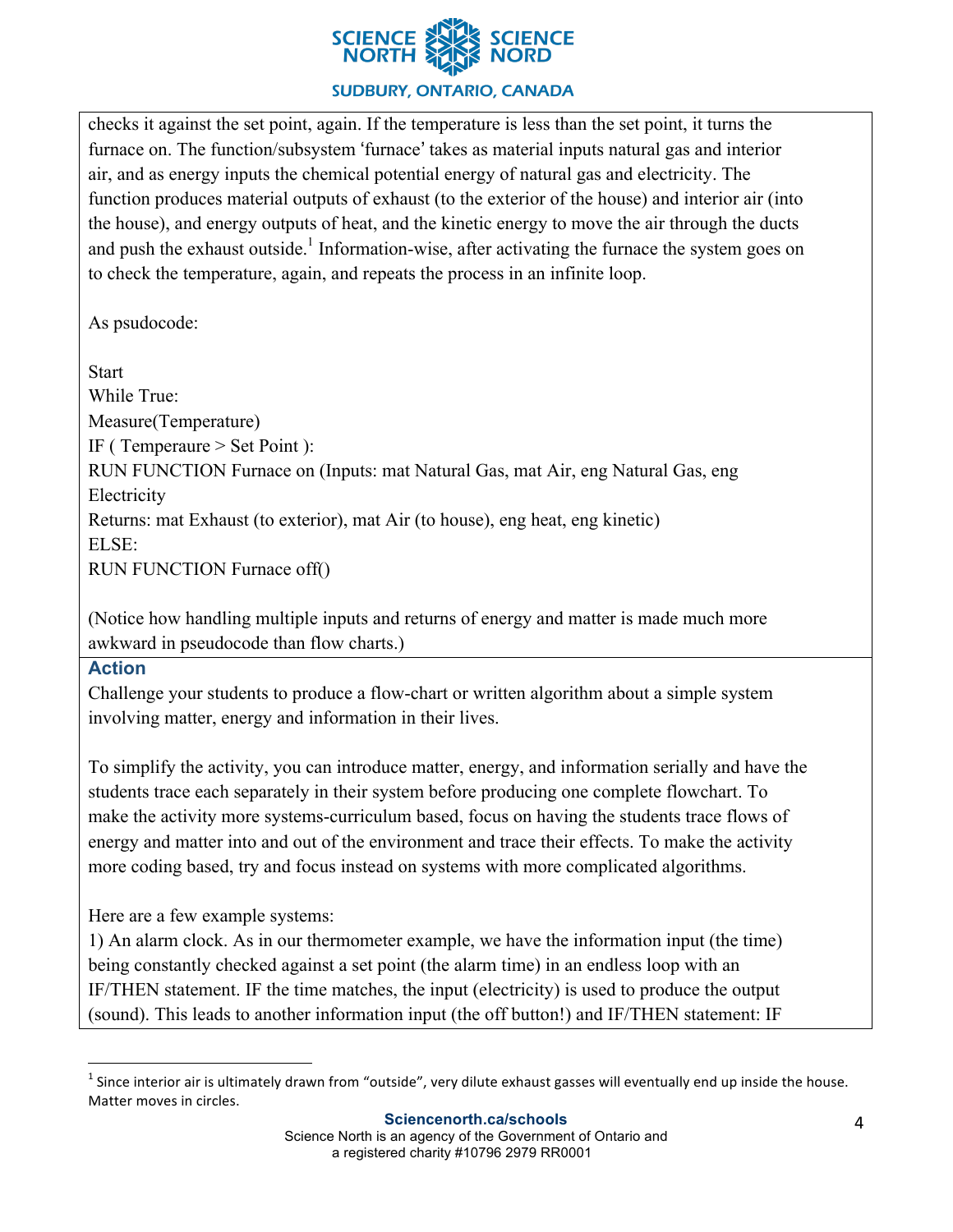checks it against the set point, again. If the temperature is less than the set point, it turns the furnace on. The function/subsystem 'furnace' takes as material inputs natural gas and interior air, and as energy inputs the chemical potential energy of natural gas and electricity. The function produces material outputs of exhaust (to the exterior of the house) and interior air (into the house), and energy outputs of heat, and the kinetic energy to move the air through the ducts and push the exhaust outside.[1] Information-wise, after activating the furnace the system goes on to check the temperature, again, and repeats the process in an infinite loop.

As psudocode:

```
Start
While True:
Measure(Temperature)
IF ( Temperaure > Set Point ):
RUN FUNCTION Furnace on (Inputs: mat Natural Gas, mat Air, eng Natural Gas, eng Electricity
Returns: mat Exhaust (to exterior), mat Air (to house), eng heat, eng kinetic)
ELSE:
RUN FUNCTION Furnace off()
```

(Notice how handling multiple inputs and returns of energy and matter is made much more awkward in pseudocode than flow charts.)

### Action

Challenge your students to produce a flow-chart or written algorithm about a simple system involving matter, energy and information in their lives.

To simplify the activity, you can introduce matter, energy, and information serially and have the students trace each separately in their system before producing one complete flowchart. To make the activity more systems-curriculum based, focus on having the students trace flows of energy and matter into and out of the environment and trace their effects. To make the activity more coding based, try and focus instead on systems with more complicated algorithms.

Here are a few example systems:

1) An alarm clock. As in our thermometer example, we have the information input (the time) being constantly checked against a set point (the alarm time) in an endless loop with an IF/THEN statement. IF the time matches, the input (electricity) is used to produce the output (sound). This leads to another information input (the off button!) and IF/THEN statement: IF

---

[1] Since interior air is ultimately drawn from "outside", very dilute exhaust gasses will eventually end up inside the house. Matter moves in circles.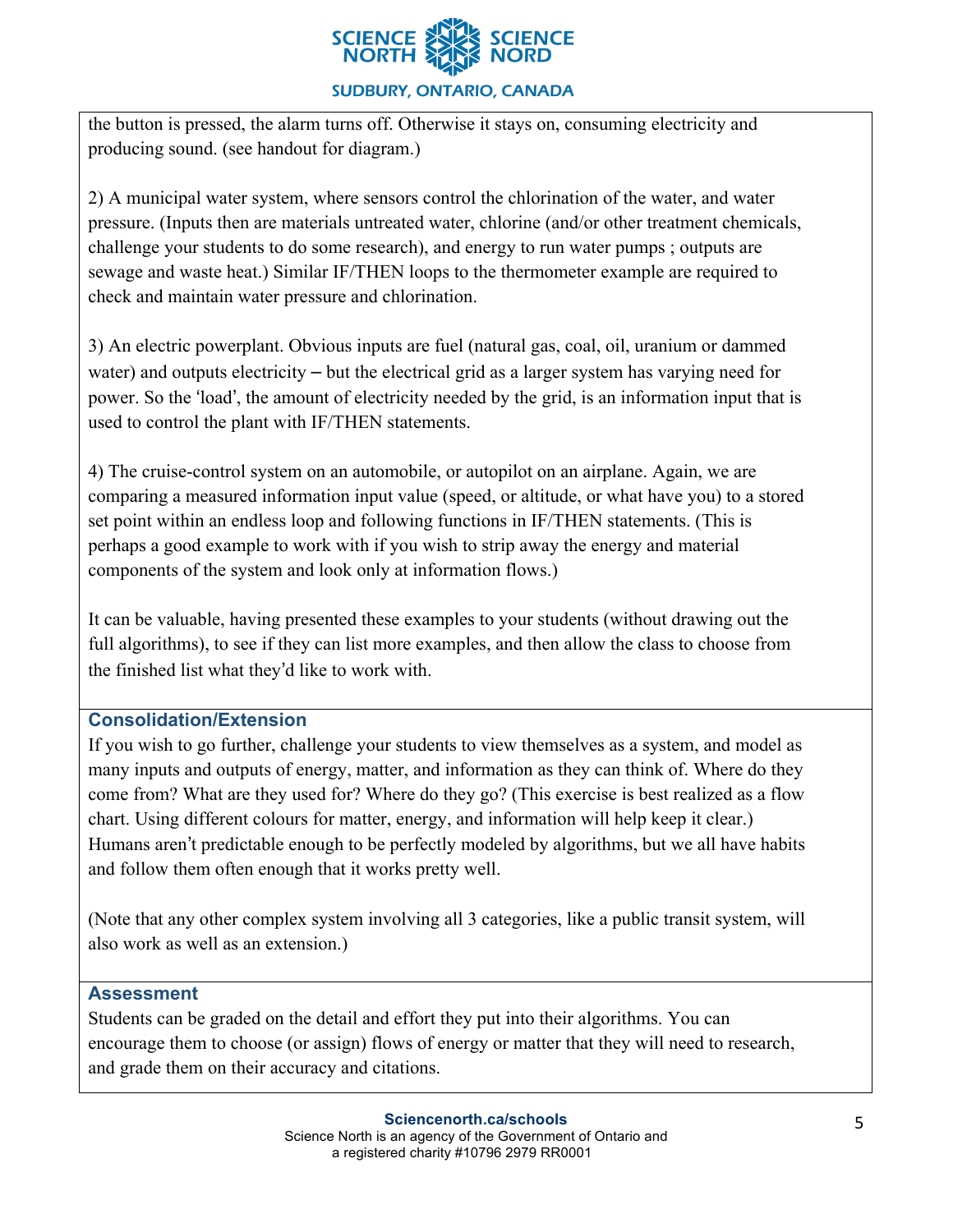the button is pressed, the alarm turns off. Otherwise it stays on, consuming electricity and producing sound. (see handout for diagram.)

2) A municipal water system, where sensors control the chlorination of the water, and water pressure. (Inputs then are materials untreated water, chlorine (and/or other treatment chemicals, challenge your students to do some research), and energy to run water pumps ; outputs are sewage and waste heat.) Similar IF/THEN loops to the thermometer example are required to check and maintain water pressure and chlorination.

3) An electric powerplant. Obvious inputs are fuel (natural gas, coal, oil, uranium or dammed water) and outputs electricity – but the electrical grid as a larger system has varying need for power. So the 'load', the amount of electricity needed by the grid, is an information input that is used to control the plant with IF/THEN statements.

4) The cruise-control system on an automobile, or autopilot on an airplane. Again, we are comparing a measured information input value (speed, or altitude, or what have you) to a stored set point within an endless loop and following functions in IF/THEN statements. (This is perhaps a good example to work with if you wish to strip away the energy and material components of the system and look only at information flows.)

It can be valuable, having presented these examples to your students (without drawing out the full algorithms), to see if they can list more examples, and then allow the class to choose from the finished list what they'd like to work with.

## Consolidation/Extension

If you wish to go further, challenge your students to view themselves as a system, and model as many inputs and outputs of energy, matter, and information as they can think of. Where do they come from? What are they used for? Where do they go? (This exercise is best realized as a flow chart. Using different colours for matter, energy, and information will help keep it clear.) Humans aren't predictable enough to be perfectly modeled by algorithms, but we all have habits and follow them often enough that it works pretty well.

(Note that any other complex system involving all 3 categories, like a public transit system, will also work as well as an extension.)

## Assessment

Students can be graded on the detail and effort they put into their algorithms. You can encourage them to choose (or assign) flows of energy or matter that they will need to research, and grade them on their accuracy and citations.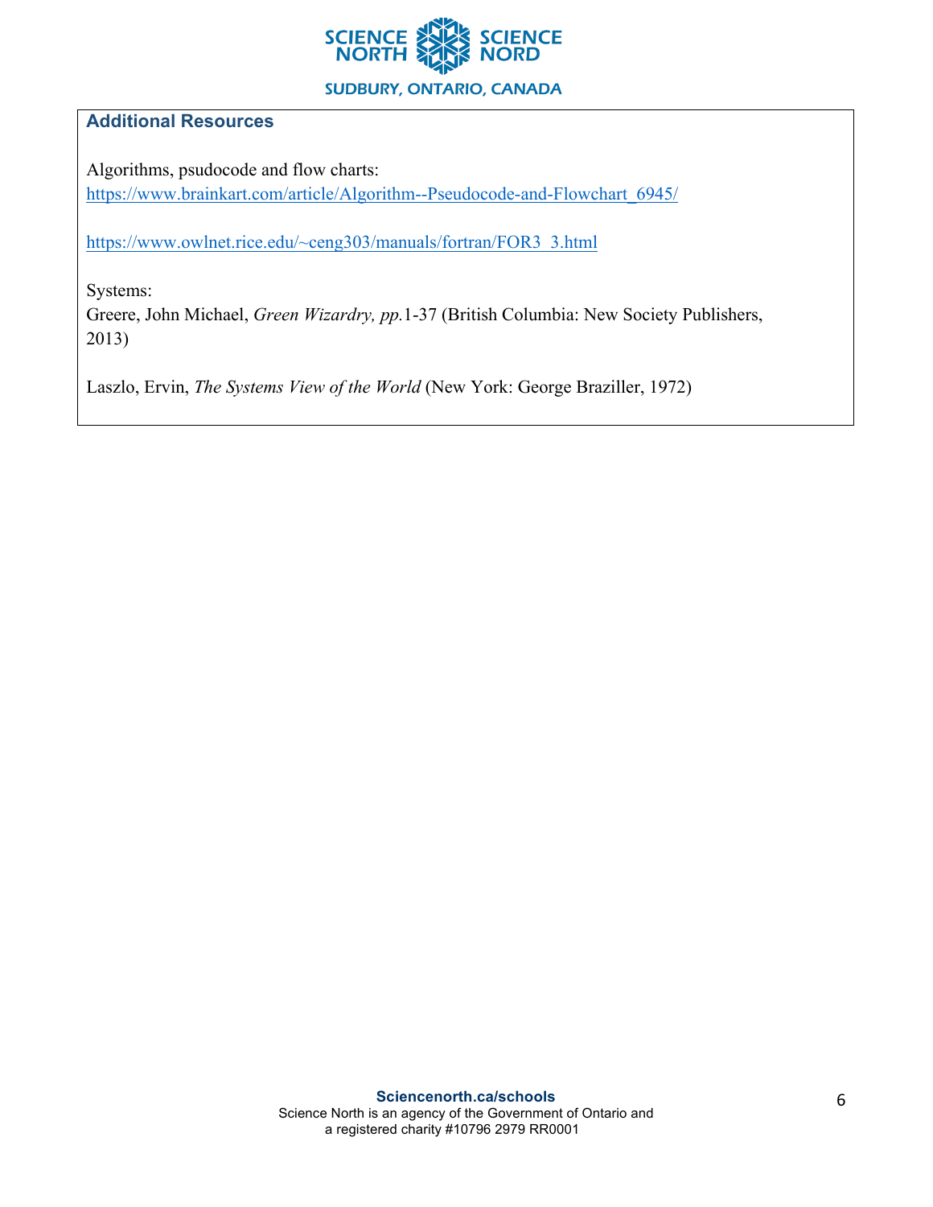## Additional Resources

Algorithms, psudocode and flow charts:
https://www.brainkart.com/article/Algorithm--Pseudocode-and-Flowchart_6945/

https://www.owlnet.rice.edu/~ceng303/manuals/fortran/FOR3_3.html

Systems:
Greere, John Michael, *Green Wizardry, pp.*1-37 (British Columbia: New Society Publishers, 2013)

Laszlo, Ervin, *The Systems View of the World* (New York: George Braziller, 1972)